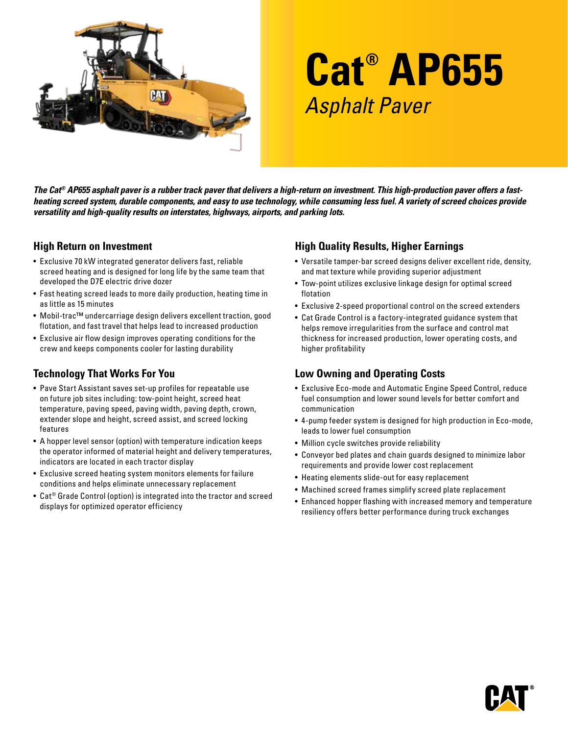# Cat® AP655

## *Asphalt Paver*

***The Cat® AP655 asphalt paver is a rubber track paver that delivers a high-return on investment. This high-production paver offers a fast-heating screed system, durable components, and easy to use technology, while consuming less fuel. A variety of screed choices provide versatility and high-quality results on interstates, highways, airports, and parking lots.***

### High Return on Investment

- Exclusive 70 kW integrated generator delivers fast, reliable screed heating and is designed for long life by the same team that developed the D7E electric drive dozer
- Fast heating screed leads to more daily production, heating time in as little as 15 minutes
- Mobil-trac™ undercarriage design delivers excellent traction, good flotation, and fast travel that helps lead to increased production
- Exclusive air flow design improves operating conditions for the crew and keeps components cooler for lasting durability

### Technology That Works For You

- Pave Start Assistant saves set-up profiles for repeatable use on future job sites including: tow-point height, screed heat temperature, paving speed, paving width, paving depth, crown, extender slope and height, screed assist, and screed locking features
- A hopper level sensor (option) with temperature indication keeps the operator informed of material height and delivery temperatures, indicators are located in each tractor display
- Exclusive screed heating system monitors elements for failure conditions and helps eliminate unnecessary replacement
- Cat® Grade Control (option) is integrated into the tractor and screed displays for optimized operator efficiency

### High Quality Results, Higher Earnings

- Versatile tamper-bar screed designs deliver excellent ride, density, and mat texture while providing superior adjustment
- Tow-point utilizes exclusive linkage design for optimal screed flotation
- Exclusive 2-speed proportional control on the screed extenders
- Cat Grade Control is a factory-integrated guidance system that helps remove irregularities from the surface and control mat thickness for increased production, lower operating costs, and higher profitability

### Low Owning and Operating Costs

- Exclusive Eco-mode and Automatic Engine Speed Control, reduce fuel consumption and lower sound levels for better comfort and communication
- 4-pump feeder system is designed for high production in Eco-mode, leads to lower fuel consumption
- Million cycle switches provide reliability
- Conveyor bed plates and chain guards designed to minimize labor requirements and provide lower cost replacement
- Heating elements slide-out for easy replacement
- Machined screed frames simplify screed plate replacement
- Enhanced hopper flashing with increased memory and temperature resiliency offers better performance during truck exchanges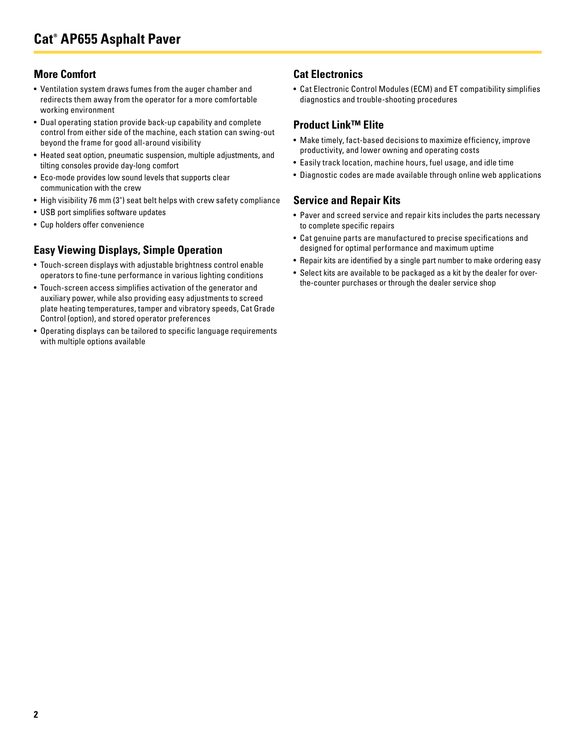## More Comfort

- Ventilation system draws fumes from the auger chamber and redirects them away from the operator for a more comfortable working environment
- Dual operating station provide back-up capability and complete control from either side of the machine, each station can swing-out beyond the frame for good all-around visibility
- Heated seat option, pneumatic suspension, multiple adjustments, and tilting consoles provide day-long comfort
- Eco-mode provides low sound levels that supports clear communication with the crew
- High visibility 76 mm (3") seat belt helps with crew safety compliance
- USB port simplifies software updates
- Cup holders offer convenience

## Easy Viewing Displays, Simple Operation

- Touch-screen displays with adjustable brightness control enable operators to fine-tune performance in various lighting conditions
- Touch-screen access simplifies activation of the generator and auxiliary power, while also providing easy adjustments to screed plate heating temperatures, tamper and vibratory speeds, Cat Grade Control (option), and stored operator preferences
- Operating displays can be tailored to specific language requirements with multiple options available

## Cat Electronics

- Cat Electronic Control Modules (ECM) and ET compatibility simplifies diagnostics and trouble-shooting procedures

## Product Link™ Elite

- Make timely, fact-based decisions to maximize efficiency, improve productivity, and lower owning and operating costs
- Easily track location, machine hours, fuel usage, and idle time
- Diagnostic codes are made available through online web applications

## Service and Repair Kits

- Paver and screed service and repair kits includes the parts necessary to complete specific repairs
- Cat genuine parts are manufactured to precise specifications and designed for optimal performance and maximum uptime
- Repair kits are identified by a single part number to make ordering easy
- Select kits are available to be packaged as a kit by the dealer for over-the-counter purchases or through the dealer service shop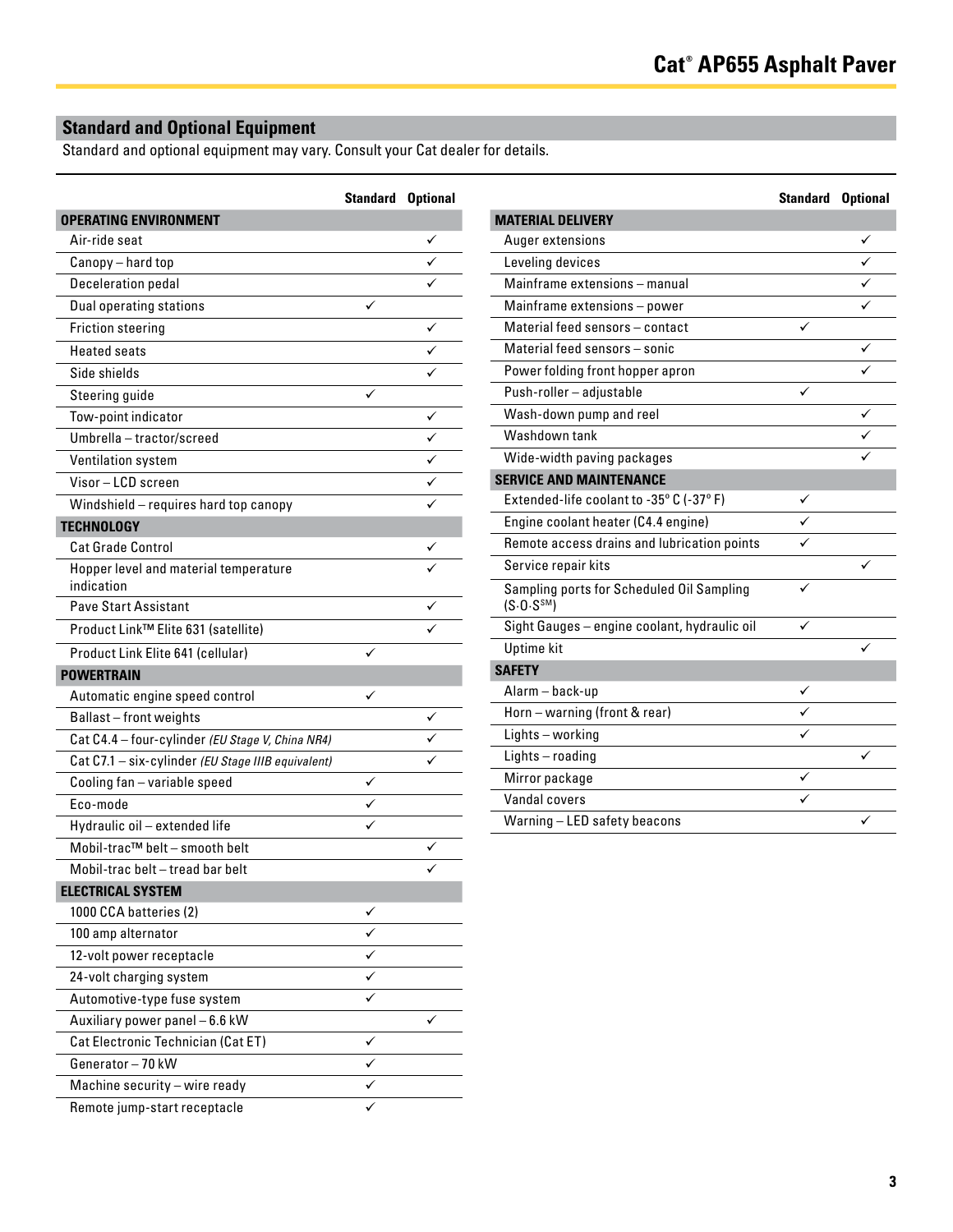## Standard and Optional Equipment

Standard and optional equipment may vary. Consult your Cat dealer for details.

| | Standard | Optional |
|---|---|---|
| **OPERATING ENVIRONMENT** | | |
| Air-ride seat | | ✓ |
| Canopy – hard top | | ✓ |
| Deceleration pedal | | ✓ |
| Dual operating stations | ✓ | |
| Friction steering | | ✓ |
| Heated seats | | ✓ |
| Side shields | | ✓ |
| Steering guide | ✓ | |
| Tow-point indicator | | ✓ |
| Umbrella – tractor/screed | | ✓ |
| Ventilation system | | ✓ |
| Visor – LCD screen | | ✓ |
| Windshield – requires hard top canopy | | ✓ |
| **TECHNOLOGY** | | |
| Cat Grade Control | | ✓ |
| Hopper level and material temperature indication | | ✓ |
| Pave Start Assistant | | ✓ |
| Product Link™ Elite 631 (satellite) | | ✓ |
| Product Link Elite 641 (cellular) | ✓ | |
| **POWERTRAIN** | | |
| Automatic engine speed control | ✓ | |
| Ballast – front weights | | ✓ |
| Cat C4.4 – four-cylinder *(EU Stage V, China NR4)* | | ✓ |
| Cat C7.1 – six-cylinder *(EU Stage IIIB equivalent)* | | ✓ |
| Cooling fan – variable speed | ✓ | |
| Eco-mode | ✓ | |
| Hydraulic oil – extended life | ✓ | |
| Mobil-trac™ belt – smooth belt | | ✓ |
| Mobil-trac belt – tread bar belt | | ✓ |
| **ELECTRICAL SYSTEM** | | |
| 1000 CCA batteries (2) | ✓ | |
| 100 amp alternator | ✓ | |
| 12-volt power receptacle | ✓ | |
| 24-volt charging system | ✓ | |
| Automotive-type fuse system | ✓ | |
| Auxiliary power panel – 6.6 kW | | ✓ |
| Cat Electronic Technician (Cat ET) | ✓ | |
| Generator – 70 kW | ✓ | |
| Machine security – wire ready | ✓ | |
| Remote jump-start receptacle | ✓ | |

| | Standard | Optional |
|---|---|---|
| **MATERIAL DELIVERY** | | |
| Auger extensions | | ✓ |
| Leveling devices | | ✓ |
| Mainframe extensions – manual | | ✓ |
| Mainframe extensions – power | | ✓ |
| Material feed sensors – contact | ✓ | |
| Material feed sensors – sonic | | ✓ |
| Power folding front hopper apron | | ✓ |
| Push-roller – adjustable | ✓ | |
| Wash-down pump and reel | | ✓ |
| Washdown tank | | ✓ |
| Wide-width paving packages | | ✓ |
| **SERVICE AND MAINTENANCE** | | |
| Extended-life coolant to -35° C (-37° F) | ✓ | |
| Engine coolant heater (C4.4 engine) | ✓ | |
| Remote access drains and lubrication points | ✓ | |
| Service repair kits | | ✓ |
| Sampling ports for Scheduled Oil Sampling (S·O·S℠) | ✓ | |
| Sight Gauges – engine coolant, hydraulic oil | ✓ | |
| Uptime kit | | ✓ |
| **SAFETY** | | |
| Alarm – back-up | ✓ | |
| Horn – warning (front & rear) | ✓ | |
| Lights – working | ✓ | |
| Lights – roading | | ✓ |
| Mirror package | ✓ | |
| Vandal covers | ✓ | |
| Warning – LED safety beacons | | ✓ |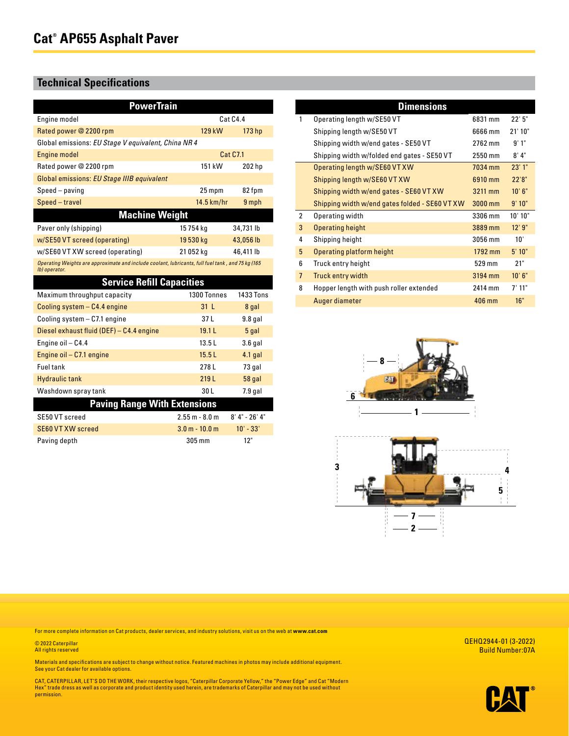# Cat® AP655 Asphalt Paver

## Technical Specifications

| PowerTrain | | |
|---|---|---|
| Engine model | Cat C4.4 | |
| Rated power @ 2200 rpm | 129 kW | 173 hp |
| Global emissions: *EU Stage V equivalent, China NR 4* | | |
| Engine model | Cat C7.1 | |
| Rated power @ 2200 rpm | 151 kW | 202 hp |
| Global emissions: *EU Stage IIIB equivalent* | | |
| Speed – paving | 25 mpm | 82 fpm |
| Speed – travel | 14.5 km/hr | 9 mph |

| Machine Weight | | |
|---|---|---|
| Paver only (shipping) | 15 754 kg | 34,731 lb |
| w/SE50 VT screed (operating) | 19 530 kg | 43,056 lb |
| w/SE60 VT XW screed (operating) | 21 052 kg | 46,411 lb |

*Operating Weights are approximate and include coolant, lubricants, full fuel tank , and 75 kg (165 lb) operator.*

| Service Refill Capacities | | |
|---|---|---|
| Maximum throughput capacity | 1300 Tonnes | 1433 Tons |
| Cooling system – C4.4 engine | 31 L | 8 gal |
| Cooling system – C7.1 engine | 37 L | 9.8 gal |
| Diesel exhaust fluid (DEF) – C4.4 engine | 19.1 L | 5 gal |
| Engine oil – C4.4 | 13.5 L | 3.6 gal |
| Engine oil – C7.1 engine | 15.5 L | 4.1 gal |
| Fuel tank | 278 L | 73 gal |
| Hydraulic tank | 219 L | 58 gal |
| Washdown spray tank | 30 L | 7.9 gal |

| Paving Range With Extensions | | |
|---|---|---|
| SE50 VT screed | 2.55 m - 8.0 m | 8' 4" - 26' 4" |
| SE60 VT XW screed | 3.0 m - 10.0 m | 10' - 33' |
| Paving depth | 305 mm | 12" |

| | Dimensions | | |
|---|---|---|---|
| 1 | Operating length w/SE50 VT | 6831 mm | 22' 5" |
| | Shipping length w/SE50 VT | 6666 mm | 21' 10" |
| | Shipping width w/end gates - SE50 VT | 2762 mm | 9' 1" |
| | Shipping width w/folded end gates - SE50 VT | 2550 mm | 8' 4" |
| | Operating length w/SE60 VT XW | 7034 mm | 23' 1" |
| | Shipping length w/SE60 VT XW | 6910 mm | 22'8" |
| | Shipping width w/end gates - SE60 VT XW | 3211 mm | 10' 6" |
| | Shipping width w/end gates folded - SE60 VT XW | 3000 mm | 9' 10" |
| 2 | Operating width | 3306 mm | 10' 10" |
| 3 | Operating height | 3889 mm | 12' 9" |
| 4 | Shipping height | 3056 mm | 10' |
| 5 | Operating platform height | 1792 mm | 5' 10" |
| 6 | Truck entry height | 529 mm | 21" |
| 7 | Truck entry width | 3194 mm | 10' 6" |
| 8 | Hopper length with push roller extended | 2414 mm | 7' 11" |
| | Auger diameter | 406 mm | 16" |

For more complete information on Cat products, dealer services, and industry solutions, visit us on the web at **www.cat.com**

© 2022 Caterpillar
All rights reserved

Materials and specifications are subject to change without notice. Featured machines in photos may include additional equipment. See your Cat dealer for available options.

CAT, CATERPILLAR, LET'S DO THE WORK, their respective logos, "Caterpillar Corporate Yellow," the "Power Edge" and Cat "Modern Hex" trade dress as well as corporate and product identity used herein, are trademarks of Caterpillar and may not be used without permission.

QEHQ2944-01 (3-2022)
Build Number:07A